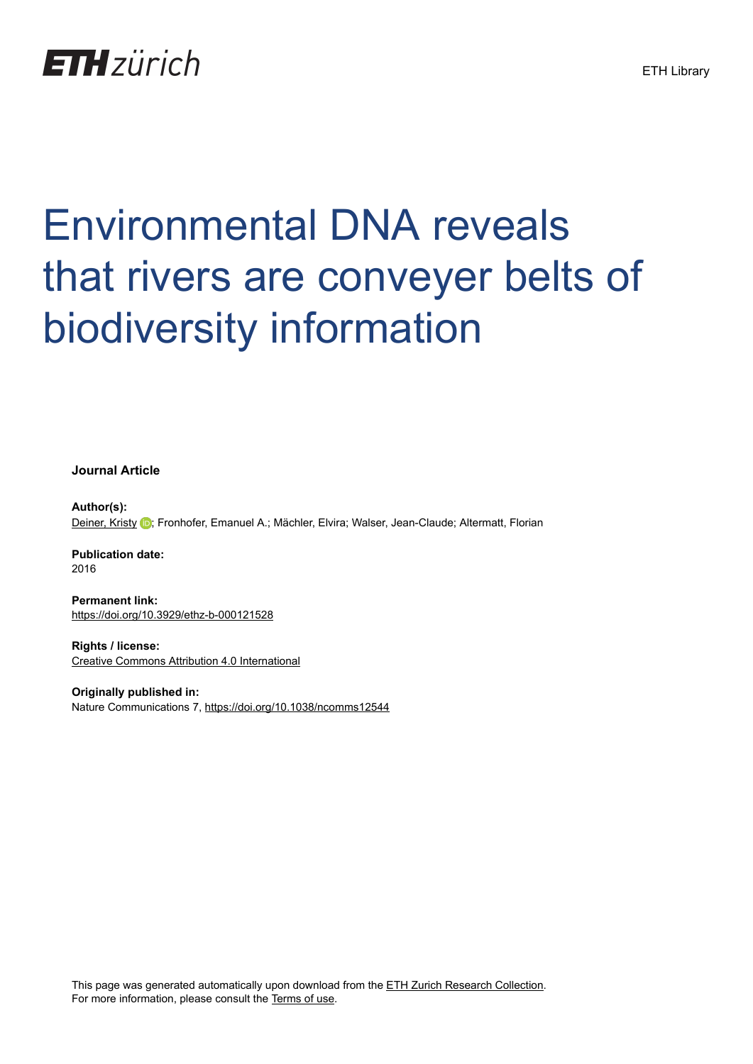ETH zürich

ETH Library

# Environmental DNA reveals that rivers are conveyer belts of biodiversity information

**Journal Article**

**Author(s):**
Deiner, Kristy; Fronhofer, Emanuel A.; Mächler, Elvira; Walser, Jean-Claude; Altermatt, Florian

**Publication date:**
2016

**Permanent link:**
https://doi.org/10.3929/ethz-b-000121528

**Rights / license:**
Creative Commons Attribution 4.0 International

**Originally published in:**
Nature Communications 7, https://doi.org/10.1038/ncomms12544

This page was generated automatically upon download from the ETH Zurich Research Collection.
For more information, please consult the Terms of use.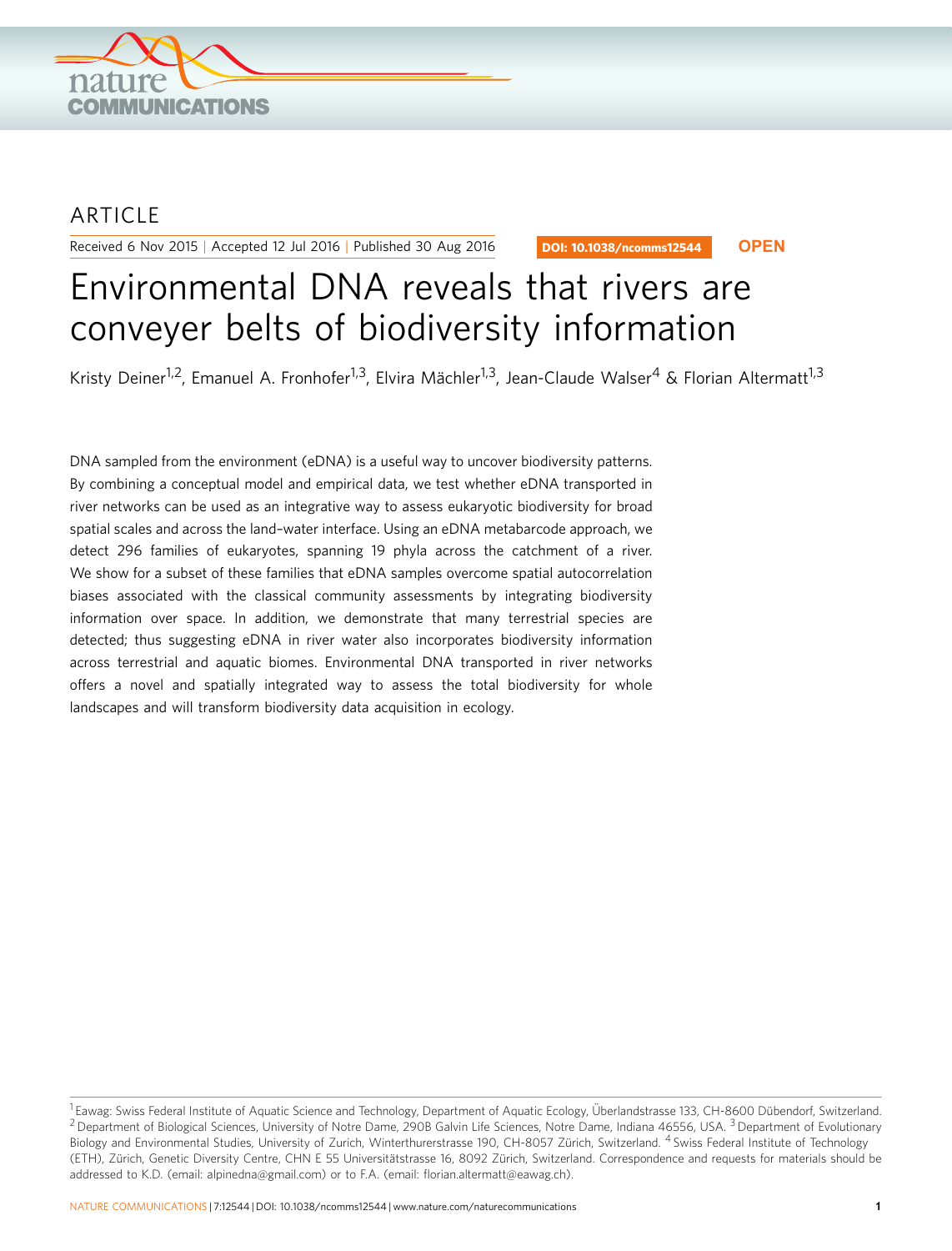ARTICLE

Received 6 Nov 2015 | Accepted 12 Jul 2016 | Published 30 Aug 2016

DOI: 10.1038/ncomms12544 **OPEN**

# Environmental DNA reveals that rivers are conveyer belts of biodiversity information

Kristy Deiner[1,2], Emanuel A. Fronhofer[1,3], Elvira Mächler[1,3], Jean-Claude Walser[4] & Florian Altermatt[1,3]

DNA sampled from the environment (eDNA) is a useful way to uncover biodiversity patterns. By combining a conceptual model and empirical data, we test whether eDNA transported in river networks can be used as an integrative way to assess eukaryotic biodiversity for broad spatial scales and across the land–water interface. Using an eDNA metabarcode approach, we detect 296 families of eukaryotes, spanning 19 phyla across the catchment of a river. We show for a subset of these families that eDNA samples overcome spatial autocorrelation biases associated with the classical community assessments by integrating biodiversity information over space. In addition, we demonstrate that many terrestrial species are detected; thus suggesting eDNA in river water also incorporates biodiversity information across terrestrial and aquatic biomes. Environmental DNA transported in river networks offers a novel and spatially integrated way to assess the total biodiversity for whole landscapes and will transform biodiversity data acquisition in ecology.

[1] Eawag: Swiss Federal Institute of Aquatic Science and Technology, Department of Aquatic Ecology, Überlandstrasse 133, CH-8600 Dübendorf, Switzerland. [2] Department of Biological Sciences, University of Notre Dame, 290B Galvin Life Sciences, Notre Dame, Indiana 46556, USA. [3] Department of Evolutionary Biology and Environmental Studies, University of Zurich, Winterthurerstrasse 190, CH-8057 Zürich, Switzerland. [4] Swiss Federal Institute of Technology (ETH), Zürich, Genetic Diversity Centre, CHN E 55 Universitätstrasse 16, 8092 Zürich, Switzerland. Correspondence and requests for materials should be addressed to K.D. (email: alpinedna@gmail.com) or to F.A. (email: florian.altermatt@eawag.ch).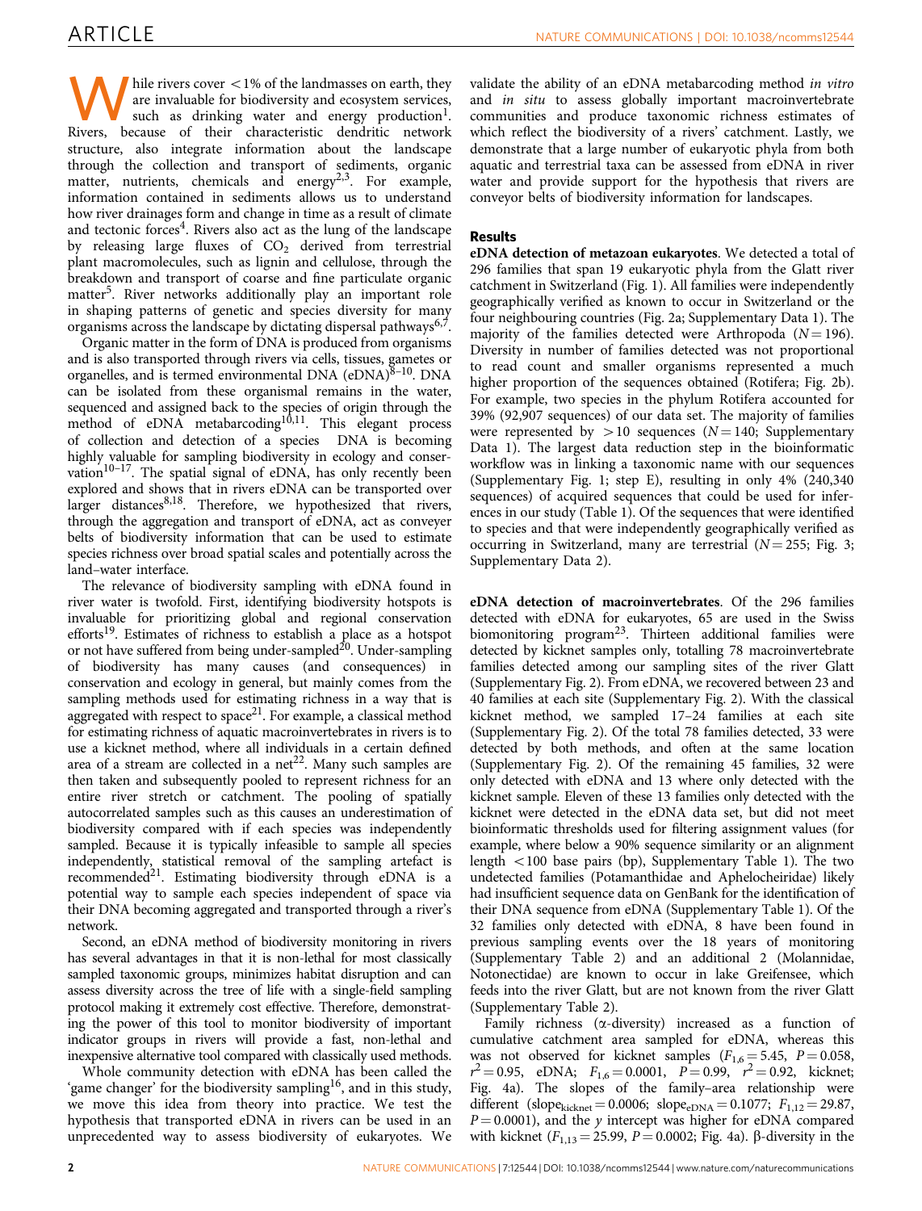While rivers cover <1% of the landmasses on earth, they are invaluable for biodiversity and ecosystem services, such as drinking water and energy production[1]. Rivers, because of their characteristic dendritic network structure, also integrate information about the landscape through the collection and transport of sediments, organic matter, nutrients, chemicals and energy[2,3]. For example, information contained in sediments allows us to understand how river drainages form and change in time as a result of climate and tectonic forces[4]. Rivers also act as the lung of the landscape by releasing large fluxes of $CO_2$ derived from terrestrial plant macromolecules, such as lignin and cellulose, through the breakdown and transport of coarse and fine particulate organic matter[5]. River networks additionally play an important role in shaping patterns of genetic and species diversity for many organisms across the landscape by dictating dispersal pathways[6,7].

Organic matter in the form of DNA is produced from organisms and is also transported through rivers via cells, tissues, gametes or organelles, and is termed environmental DNA (eDNA)[8–10]. DNA can be isolated from these organismal remains in the water, sequenced and assigned back to the species of origin through the method of eDNA metabarcoding[10,11]. This elegant process of collection and detection of a species DNA is becoming highly valuable for sampling biodiversity in ecology and conservation[10–17]. The spatial signal of eDNA, has only recently been explored and shows that in rivers eDNA can be transported over larger distances[8,18]. Therefore, we hypothesized that rivers, through the aggregation and transport of eDNA, act as conveyer belts of biodiversity information that can be used to estimate species richness over broad spatial scales and potentially across the land–water interface.

The relevance of biodiversity sampling with eDNA found in river water is twofold. First, identifying biodiversity hotspots is invaluable for prioritizing global and regional conservation efforts[19]. Estimates of richness to establish a place as a hotspot or not have suffered from being under-sampled[20]. Under-sampling of biodiversity has many causes (and consequences) in conservation and ecology in general, but mainly comes from the sampling methods used for estimating richness in a way that is aggregated with respect to space[21]. For example, a classical method for estimating richness of aquatic macroinvertebrates in rivers is to use a kicknet method, where all individuals in a certain defined area of a stream are collected in a net[22]. Many such samples are then taken and subsequently pooled to represent richness for an entire river stretch or catchment. The pooling of spatially autocorrelated samples such as this causes an underestimation of biodiversity compared with if each species was independently sampled. Because it is typically infeasible to sample all species independently, statistical removal of the sampling artefact is recommended[21]. Estimating biodiversity through eDNA is a potential way to sample each species independent of space via their DNA becoming aggregated and transported through a river's network.

Second, an eDNA method of biodiversity monitoring in rivers has several advantages in that it is non-lethal for most classically sampled taxonomic groups, minimizes habitat disruption and can assess diversity across the tree of life with a single-field sampling protocol making it extremely cost effective. Therefore, demonstrating the power of this tool to monitor biodiversity of important indicator groups in rivers will provide a fast, non-lethal and inexpensive alternative tool compared with classically used methods.

Whole community detection with eDNA has been called the 'game changer' for the biodiversity sampling[16], and in this study, we move this idea from theory into practice. We test the hypothesis that transported eDNA in rivers can be used in an unprecedented way to assess biodiversity of eukaryotes. We validate the ability of an eDNA metabarcoding method *in vitro* and *in situ* to assess globally important macroinvertebrate communities and produce taxonomic richness estimates of which reflect the biodiversity of a rivers' catchment. Lastly, we demonstrate that a large number of eukaryotic phyla from both aquatic and terrestrial taxa can be assessed from eDNA in river water and provide support for the hypothesis that rivers are conveyor belts of biodiversity information for landscapes.

## Results

**eDNA detection of metazoan eukaryotes**. We detected a total of 296 families that span 19 eukaryotic phyla from the Glatt river catchment in Switzerland (Fig. 1). All families were independently geographically verified as known to occur in Switzerland or the four neighbouring countries (Fig. 2a; Supplementary Data 1). The majority of the families detected were Arthropoda ($N = 196$). Diversity in number of families detected was not proportional to read count and smaller organisms represented a much higher proportion of the sequences obtained (Rotifera; Fig. 2b). For example, two species in the phylum Rotifera accounted for 39% (92,907 sequences) of our data set. The majority of families were represented by >10 sequences ($N = 140$; Supplementary Data 1). The largest data reduction step in the bioinformatic workflow was in linking a taxonomic name with our sequences (Supplementary Fig. 1; step E), resulting in only 4% (240,340 sequences) of acquired sequences that could be used for inferences in our study (Table 1). Of the sequences that were identified to species and that were independently geographically verified as occurring in Switzerland, many are terrestrial ($N = 255$; Fig. 3; Supplementary Data 2).

**eDNA detection of macroinvertebrates**. Of the 296 families detected with eDNA for eukaryotes, 65 are used in the Swiss biomonitoring program[23]. Thirteen additional families were detected by kicknet samples only, totalling 78 macroinvertebrate families detected among our sampling sites of the river Glatt (Supplementary Fig. 2). From eDNA, we recovered between 23 and 40 families at each site (Supplementary Fig. 2). With the classical kicknet method, we sampled 17–24 families at each site (Supplementary Fig. 2). Of the total 78 families detected, 33 were detected by both methods, and often at the same location (Supplementary Fig. 2). Of the remaining 45 families, 32 were only detected with eDNA and 13 where only detected with the kicknet sample. Eleven of these 13 families only detected with the kicknet were detected in the eDNA data set, but did not meet bioinformatic thresholds used for filtering assignment values (for example, where below a 90% sequence similarity or an alignment length <100 base pairs (bp), Supplementary Table 1). The two undetected families (Potamanthidae and Aphelocheiridae) likely had insufficient sequence data on GenBank for the identification of their DNA sequence from eDNA (Supplementary Table 1). Of the 32 families only detected with eDNA, 8 have been found in previous sampling events over the 18 years of monitoring (Supplementary Table 2) and an additional 2 (Molannidae, Notonectidae) are known to occur in lake Greifensee, which feeds into the river Glatt, but are not known from the river Glatt (Supplementary Table 2).

Family richness (α-diversity) increased as a function of cumulative catchment area sampled for eDNA, whereas this was not observed for kicknet samples ($F_{1,6} = 5.45$, $P = 0.058$, $r^2 = 0.95$, eDNA; $F_{1,6} = 0.0001$, $P = 0.99$, $r^2 = 0.92$, kicknet; Fig. 4a). The slopes of the family–area relationship were different ($slope_{kicknet} = 0.0006$; $slope_{eDNA} = 0.1077$; $F_{1,12} = 29.87$, $P = 0.0001$), and the $y$ intercept was higher for eDNA compared with kicknet ($F_{1,13} = 25.99$, $P = 0.0002$; Fig. 4a). β-diversity in the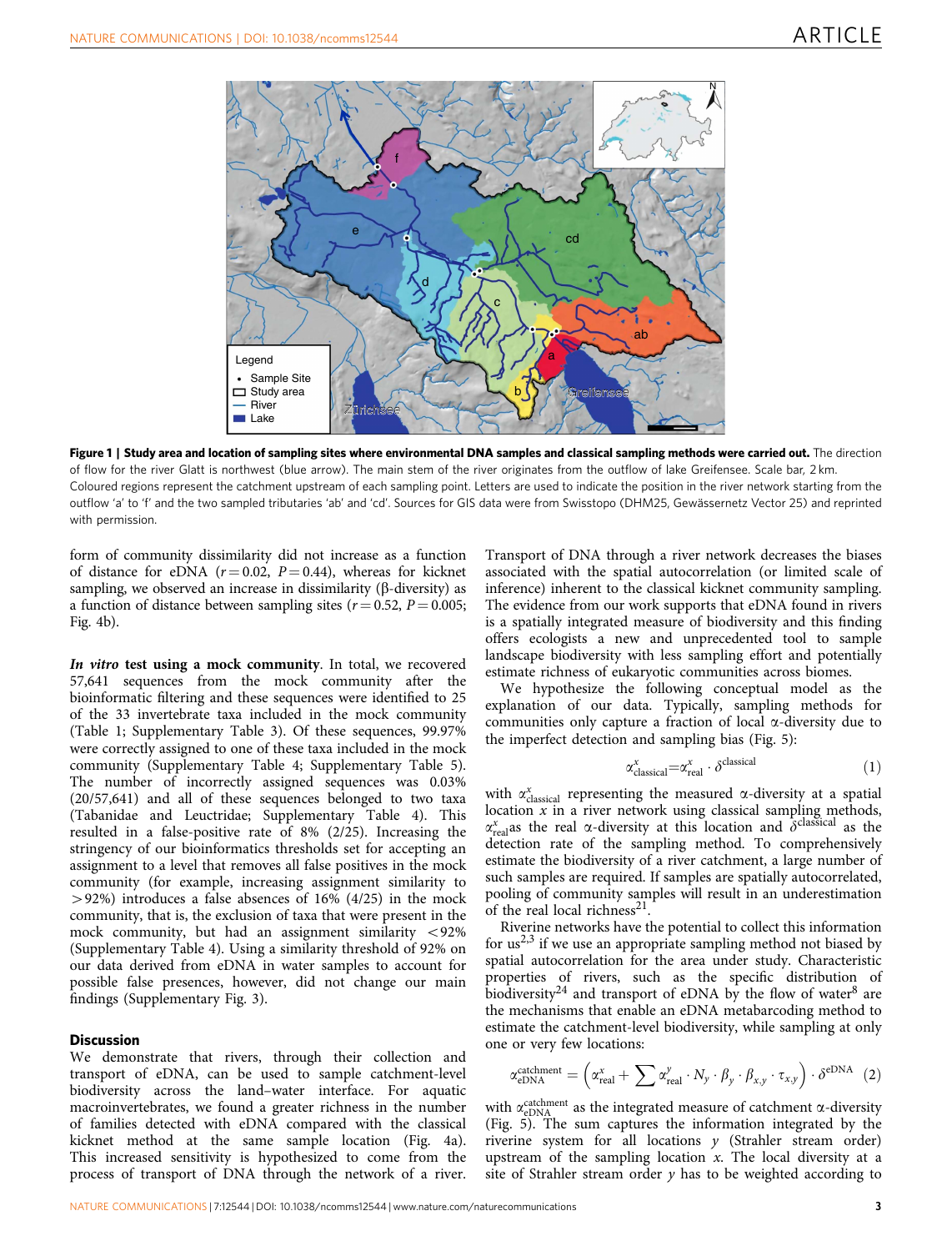**Figure 1 | Study area and location of sampling sites where environmental DNA samples and classical sampling methods were carried out.** The direction of flow for the river Glatt is northwest (blue arrow). The main stem of the river originates from the outflow of lake Greifensee. Scale bar, 2 km. Coloured regions represent the catchment upstream of each sampling point. Letters are used to indicate the position in the river network starting from the outflow 'a' to 'f' and the two sampled tributaries 'ab' and 'cd'. Sources for GIS data were from Swisstopo (DHM25, Gewässernetz Vector 25) and reprinted with permission.

form of community dissimilarity did not increase as a function of distance for eDNA ($r = 0.02$, $P = 0.44$), whereas for kicknet sampling, we observed an increase in dissimilarity (β-diversity) as a function of distance between sampling sites ($r = 0.52$, $P = 0.005$; Fig. 4b).

***In vitro* test using a mock community**. In total, we recovered 57,641 sequences from the mock community after the bioinformatic filtering and these sequences were identified to 25 of the 33 invertebrate taxa included in the mock community (Table 1; Supplementary Table 3). Of these sequences, 99.97% were correctly assigned to one of these taxa included in the mock community (Supplementary Table 4; Supplementary Table 5). The number of incorrectly assigned sequences was 0.03% (20/57,641) and all of these sequences belonged to two taxa (Tabanidae and Leuctridae; Supplementary Table 4). This resulted in a false-positive rate of 8% (2/25). Increasing the stringency of our bioinformatics thresholds set for accepting an assignment to a level that removes all false positives in the mock community (for example, increasing assignment similarity to >92%) introduces a false absences of 16% (4/25) in the mock community, that is, the exclusion of taxa that were present in the mock community, but had an assignment similarity <92% (Supplementary Table 4). Using a similarity threshold of 92% on our data derived from eDNA in water samples to account for possible false presences, however, did not change our main findings (Supplementary Fig. 3).

## Discussion

We demonstrate that rivers, through their collection and transport of eDNA, can be used to sample catchment-level biodiversity across the land–water interface. For aquatic macroinvertebrates, we found a greater richness in the number of families detected with eDNA compared with the classical kicknet method at the same sample location (Fig. 4a). This increased sensitivity is hypothesized to come from the process of transport of DNA through the network of a river. Transport of DNA through a river network decreases the biases associated with the spatial autocorrelation (or limited scale of inference) inherent to the classical kicknet community sampling. The evidence from our work supports that eDNA found in rivers is a spatially integrated measure of biodiversity and this finding offers ecologists a new and unprecedented tool to sample landscape biodiversity with less sampling effort and potentially estimate richness of eukaryotic communities across biomes.

We hypothesize the following conceptual model as the explanation of our data. Typically, sampling methods for communities only capture a fraction of local α-diversity due to the imperfect detection and sampling bias (Fig. 5):

$$\alpha^{x}_{\text{classical}} = \alpha^{x}_{\text{real}} \cdot \delta^{\text{classical}} \tag{1}$$

with $\alpha^{x}_{\text{classical}}$ representing the measured α-diversity at a spatial location $x$ in a river network using classical sampling methods, $\alpha^{x}_{\text{real}}$ as the real α-diversity at this location and $\delta^{\text{classical}}$ as the detection rate of the sampling method. To comprehensively estimate the biodiversity of a river catchment, a large number of such samples are required. If samples are spatially autocorrelated, pooling of community samples will result in an underestimation of the real local richness[21].

Riverine networks have the potential to collect this information for us[2,3] if we use an appropriate sampling method not biased by spatial autocorrelation for the area under study. Characteristic properties of rivers, such as the specific distribution of biodiversity[24] and transport of eDNA by the flow of water[8] are the mechanisms that enable an eDNA metabarcoding method to estimate the catchment-level biodiversity, while sampling at only one or very few locations:

$$\alpha^{\text{catchment}}_{\text{eDNA}} = \left(\alpha^{x}_{\text{real}} + \sum \alpha^{y}_{\text{real}} \cdot N_y \cdot \beta_y \cdot \beta_{x,y} \cdot \tau_{x,y}\right) \cdot \delta^{\text{eDNA}} \tag{2}$$

with $\alpha^{\text{catchment}}_{\text{eDNA}}$ as the integrated measure of catchment α-diversity (Fig. 5). The sum captures the information integrated by the riverine system for all locations $y$ (Strahler stream order) upstream of the sampling location $x$. The local diversity at a site of Strahler stream order $y$ has to be weighted according to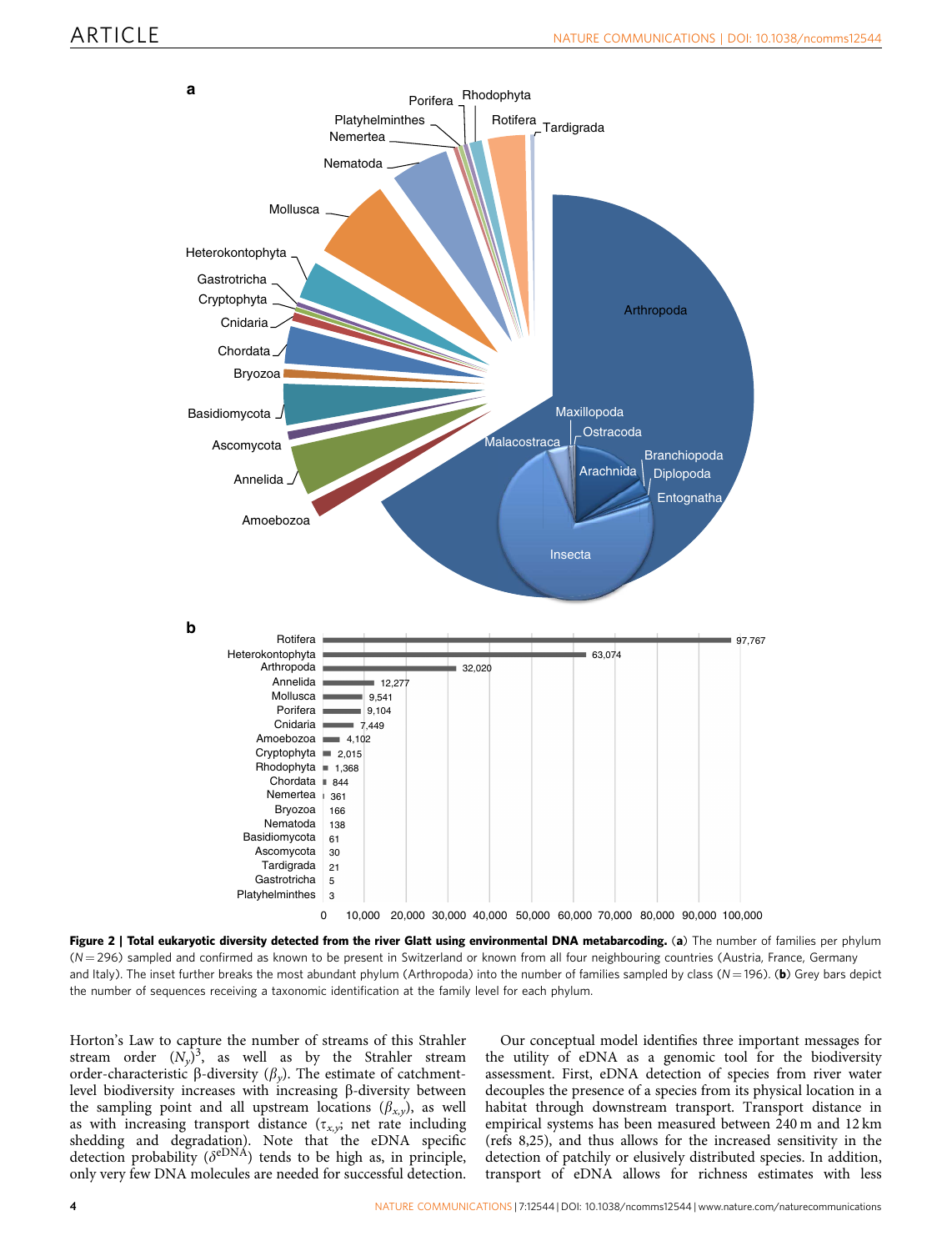**Figure 2 | Total eukaryotic diversity detected from the river Glatt using environmental DNA metabarcoding.** (**a**) The number of families per phylum (N = 296) sampled and confirmed as known to be present in Switzerland or known from all four neighbouring countries (Austria, France, Germany and Italy). The inset further breaks the most abundant phylum (Arthropoda) into the number of families sampled by class (N = 196). (**b**) Grey bars depict the number of sequences receiving a taxonomic identification at the family level for each phylum.

Horton's Law to capture the number of streams of this Strahler stream order $(N_y)^3$, as well as by the Strahler stream order-characteristic β-diversity $(\beta_y)$. The estimate of catchment-level biodiversity increases with increasing β-diversity between the sampling point and all upstream locations $(\beta_{x,y})$, as well as with increasing transport distance $(\tau_{x,y}$; net rate including shedding and degradation). Note that the eDNA specific detection probability $(\delta^{eDNA})$ tends to be high as, in principle, only very few DNA molecules are needed for successful detection.

Our conceptual model identifies three important messages for the utility of eDNA as a genomic tool for the biodiversity assessment. First, eDNA detection of species from river water decouples the presence of a species from its physical location in a habitat through downstream transport. Transport distance in empirical systems has been measured between 240 m and 12 km (refs 8,25), and thus allows for the increased sensitivity in the detection of patchily or elusively distributed species. In addition, transport of eDNA allows for richness estimates with less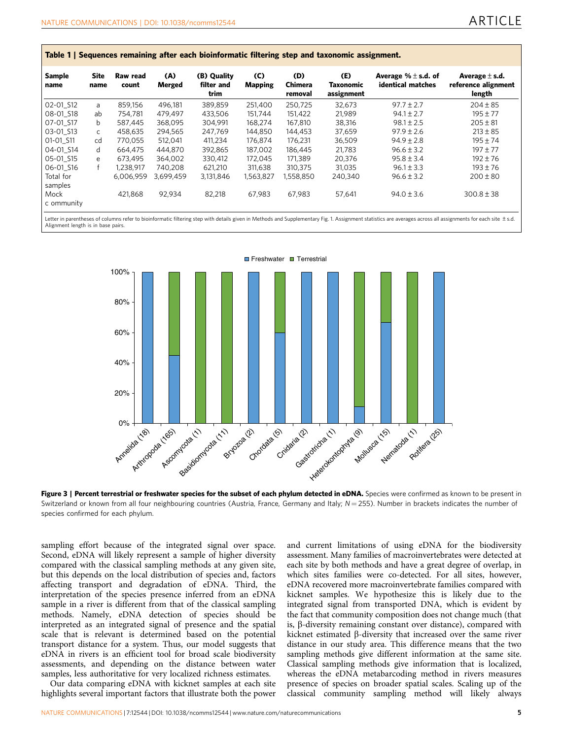**Table 1 | Sequences remaining after each bioinformatic filtering step and taxonomic assignment.**

| Sample name | Site name | Raw read count | (A) Merged | (B) Quality filter and trim | (C) Mapping | (D) Chimera removal | (E) Taxonomic assignment | Average % ± s.d. of identical matches | Average ± s.d. reference alignment length |
|---|---|---|---|---|---|---|---|---|---|
| 02-01_S12 | a | 859,156 | 496,181 | 389,859 | 251,400 | 250,725 | 32,673 | 97.7 ± 2.7 | 204 ± 85 |
| 08-01_S18 | ab | 754,781 | 479,497 | 433,506 | 151,744 | 151,422 | 21,989 | 94.1 ± 2.7 | 195 ± 77 |
| 07-01_S17 | b | 587,445 | 368,095 | 304,991 | 168,274 | 167,810 | 38,316 | 98.1 ± 2.5 | 205 ± 81 |
| 03-01_S13 | c | 458,635 | 294,565 | 247,769 | 144,850 | 144,453 | 37,659 | 97.9 ± 2.6 | 213 ± 85 |
| 01-01_S11 | cd | 770,055 | 512,041 | 411,234 | 176,874 | 176,231 | 36,509 | 94.9 ± 2.8 | 195 ± 74 |
| 04-01_S14 | d | 664,475 | 444,870 | 392,865 | 187,002 | 186,445 | 21,783 | 96.6 ± 3.2 | 197 ± 77 |
| 05-01_S15 | e | 673,495 | 364,002 | 330,412 | 172,045 | 171,389 | 20,376 | 95.8 ± 3.4 | 192 ± 76 |
| 06-01_S16 | f | 1,238,917 | 740,208 | 621,210 | 311,638 | 310,375 | 31,035 | 96.1 ± 3.3 | 193 ± 76 |
| Total for samples | | 6,006,959 | 3,699,459 | 3,131,846 | 1,563,827 | 1,558,850 | 240,340 | 96.6 ± 3.2 | 200 ± 80 |
| Mock community | | 421,868 | 92,934 | 82,218 | 67,983 | 67,983 | 57,641 | 94.0 ± 3.6 | 300.8 ± 38 |

Letter in parentheses of columns refer to bioinformatic filtering step with details given in Methods and Supplementary Fig. 1. Assignment statistics are averages across all assignments for each site ± s.d. Alignment length is in base pairs.

Freshwater
Terrestrial

100%
80%
60%
40%
20%
0%

Annelida (18)
Arthropoda (165)
Ascomycota (1)
Basidiomycota (11)
Bryozoa (2)
Chordata (5)
Cnidaria (2)
Gastrotricha (1)
Heterokontophyta (9)
Mollusca (15)
Nematoda (1)
Rotifera (25)

**Figure 3 | Percent terrestrial or freshwater species for the subset of each phylum detected in eDNA.** Species were confirmed as known to be present in Switzerland or known from all four neighbouring countries (Austria, France, Germany and Italy; $N = 255$). Number in brackets indicates the number of species confirmed for each phylum.

sampling effort because of the integrated signal over space. Second, eDNA will likely represent a sample of higher diversity compared with the classical sampling methods at any given site, but this depends on the local distribution of species and, factors affecting transport and degradation of eDNA. Third, the interpretation of the species presence inferred from an eDNA sample in a river is different from that of the classical sampling methods. Namely, eDNA detection of species should be interpreted as an integrated signal of presence and the spatial scale that is relevant is determined based on the potential transport distance for a system. Thus, our model suggests that eDNA in rivers is an efficient tool for broad scale biodiversity assessments, and depending on the distance between water samples, less authoritative for very localized richness estimates.

Our data comparing eDNA with kicknet samples at each site highlights several important factors that illustrate both the power and current limitations of using eDNA for the biodiversity assessment. Many families of macroinvertebrates were detected at each site by both methods and have a great degree of overlap, in which sites families were co-detected. For all sites, however, eDNA recovered more macroinvertebrate families compared with kicknet samples. We hypothesize this is likely due to the integrated signal from transported DNA, which is evident by the fact that community composition does not change much (that is, β-diversity remaining constant over distance), compared with kicknet estimated β-diversity that increased over the same river distance in our study area. This difference means that the two sampling methods give different information at the same site. Classical sampling methods give information that is localized, whereas the eDNA metabarcoding method in rivers measures presence of species on broader spatial scales. Scaling up of the classical community sampling method will likely always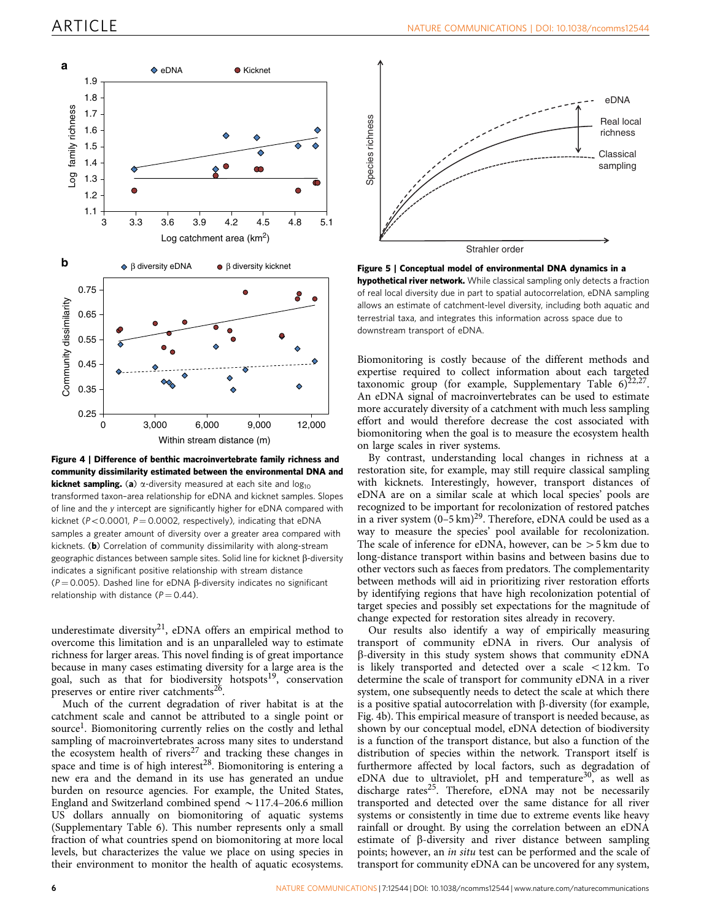**Figure 4 | Difference of benthic macroinvertebrate family richness and community dissimilarity estimated between the environmental DNA and kicknet sampling.** (**a**) α-diversity measured at each site and $\log_{10}$ transformed taxon–area relationship for eDNA and kicknet samples. Slopes of line and the *y* intercept are significantly higher for eDNA compared with kicknet ($P<0.0001$, $P=0.0002$, respectively), indicating that eDNA samples a greater amount of diversity over a greater area compared with kicknets. (**b**) Correlation of community dissimilarity with along-stream geographic distances between sample sites. Solid line for kicknet β-diversity indicates a significant positive relationship with stream distance ($P=0.005$). Dashed line for eDNA β-diversity indicates no significant relationship with distance ($P=0.44$).

**Figure 5 | Conceptual model of environmental DNA dynamics in a hypothetical river network.** While classical sampling only detects a fraction of real local diversity due in part to spatial autocorrelation, eDNA sampling allows an estimate of catchment-level diversity, including both aquatic and terrestrial taxa, and integrates this information across space due to downstream transport of eDNA.

underestimate diversity[21], eDNA offers an empirical method to overcome this limitation and is an unparalleled way to estimate richness for larger areas. This novel finding is of great importance because in many cases estimating diversity for a large area is the goal, such as that for biodiversity hotspots[19], conservation preserves or entire river catchments[26].

Much of the current degradation of river habitat is at the catchment scale and cannot be attributed to a single point or source[1]. Biomonitoring currently relies on the costly and lethal sampling of macroinvertebrates across many sites to understand the ecosystem health of rivers[27] and tracking these changes in space and time is of high interest[28]. Biomonitoring is entering a new era and the demand in its use has generated an undue burden on resource agencies. For example, the United States, England and Switzerland combined spend ~117.4–206.6 million US dollars annually on biomonitoring of aquatic systems (Supplementary Table 6). This number represents only a small fraction of what countries spend on biomonitoring at more local levels, but characterizes the value we place on using species in their environment to monitor the health of aquatic ecosystems. Biomonitoring is costly because of the different methods and expertise required to collect information about each targeted taxonomic group (for example, Supplementary Table 6)[22,27]. An eDNA signal of macroinvertebrates can be used to estimate more accurately diversity of a catchment with much less sampling effort and would therefore decrease the cost associated with biomonitoring when the goal is to measure the ecosystem health on large scales in river systems.

By contrast, understanding local changes in richness at a restoration site, for example, may still require classical sampling with kicknets. Interestingly, however, transport distances of eDNA are on a similar scale at which local species' pools are recognized to be important for recolonization of restored patches in a river system (0–5 km)[29]. Therefore, eDNA could be used as a way to measure the species' pool available for recolonization. The scale of inference for eDNA, however, can be >5 km due to long-distance transport within basins and between basins due to other vectors such as faeces from predators. The complementarity between methods will aid in prioritizing river restoration efforts by identifying regions that have high recolonization potential of target species and possibly set expectations for the magnitude of change expected for restoration sites already in recovery.

Our results also identify a way of empirically measuring transport of community eDNA in rivers. Our analysis of β-diversity in this study system shows that community eDNA is likely transported and detected over a scale <12 km. To determine the scale of transport for community eDNA in a river system, one subsequently needs to detect the scale at which there is a positive spatial autocorrelation with β-diversity (for example, Fig. 4b). This empirical measure of transport is needed because, as shown by our conceptual model, eDNA detection of biodiversity is a function of the transport distance, but also a function of the distribution of species within the network. Transport itself is furthermore affected by local factors, such as degradation of eDNA due to ultraviolet, pH and temperature[30], as well as discharge rates[25]. Therefore, eDNA may not be necessarily transported and detected over the same distance for all river systems or consistently in time due to extreme events like heavy rainfall or drought. By using the correlation between an eDNA estimate of β-diversity and river distance between sampling points; however, an *in situ* test can be performed and the scale of transport for community eDNA can be uncovered for any system,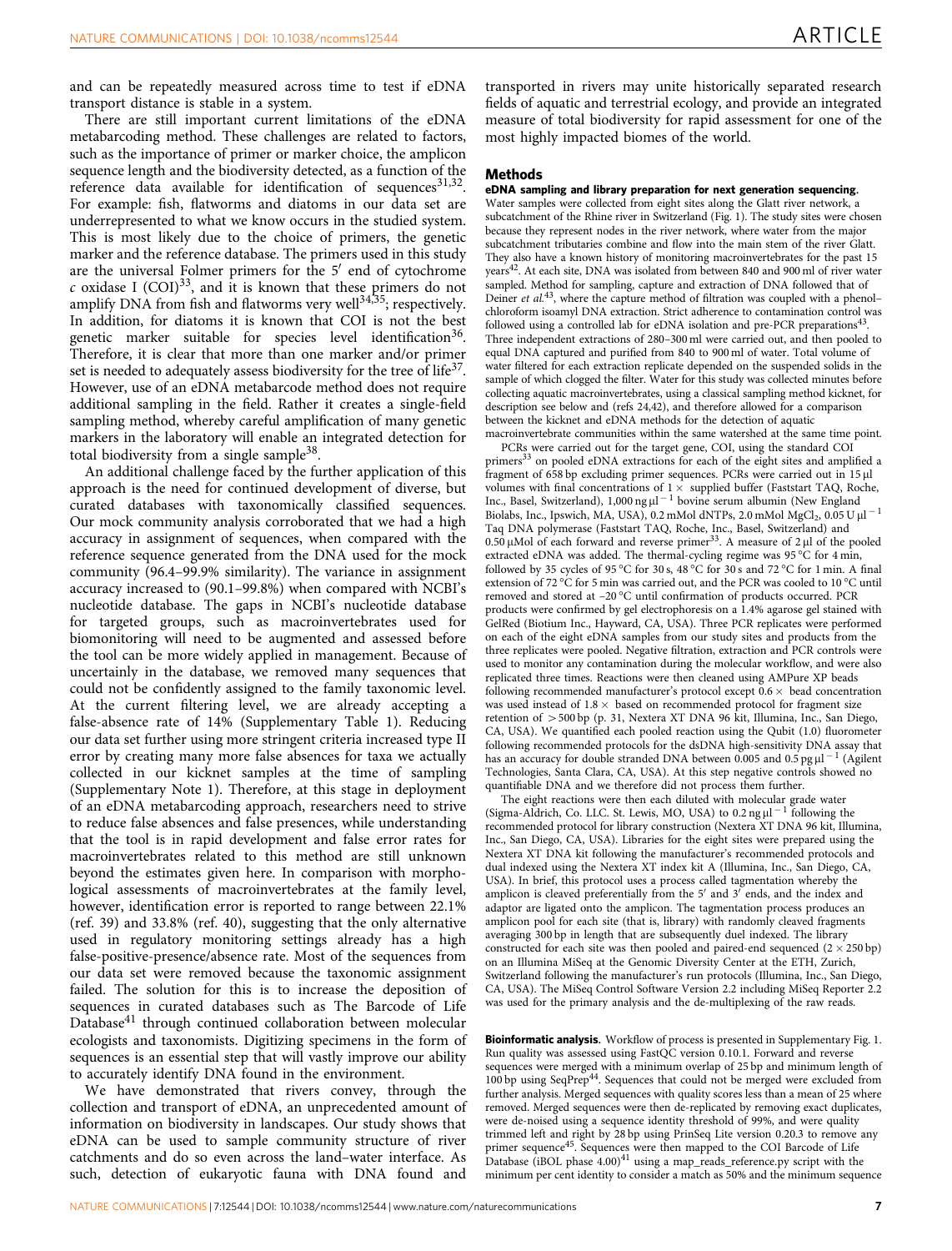and can be repeatedly measured across time to test if eDNA transport distance is stable in a system.

There are still important current limitations of the eDNA metabarcoding method. These challenges are related to factors, such as the importance of primer or marker choice, the amplicon sequence length and the biodiversity detected, as a function of the reference data available for identification of sequences[31,32]. For example: fish, flatworms and diatoms in our data set are underrepresented to what we know occurs in the studied system. This is most likely due to the choice of primers, the genetic marker and the reference database. The primers used in this study are the universal Folmer primers for the 5′ end of cytochrome *c* oxidase I (COI)[33], and it is known that these primers do not amplify DNA from fish and flatworms very well[34,35]; respectively. In addition, for diatoms it is known that COI is not the best genetic marker suitable for species level identification[36]. Therefore, it is clear that more than one marker and/or primer set is needed to adequately assess biodiversity for the tree of life[37]. However, use of an eDNA metabarcode method does not require additional sampling in the field. Rather it creates a single-field sampling method, whereby careful amplification of many genetic markers in the laboratory will enable an integrated detection for total biodiversity from a single sample[38].

An additional challenge faced by the further application of this approach is the need for continued development of diverse, but curated databases with taxonomically classified sequences. Our mock community analysis corroborated that we had a high accuracy in assignment of sequences, when compared with the reference sequence generated from the DNA used for the mock community (96.4–99.9% similarity). The variance in assignment accuracy increased to (90.1–99.8%) when compared with NCBI's nucleotide database. The gaps in NCBI's nucleotide database for targeted groups, such as macroinvertebrates used for biomonitoring will need to be augmented and assessed before the tool can be more widely applied in management. Because of uncertainly in the database, we removed many sequences that could not be confidently assigned to the family taxonomic level. At the current filtering level, we are already accepting a false-absence rate of 14% (Supplementary Table 1). Reducing our data set further using more stringent criteria increased type II error by creating many more false absences for taxa we actually collected in our kicknet samples at the time of sampling (Supplementary Note 1). Therefore, at this stage in deployment of an eDNA metabarcoding approach, researchers need to strive to reduce false absences and false presences, while understanding that the tool is in rapid development and false error rates for macroinvertebrates related to this method are still unknown beyond the estimates given here. In comparison with morphological assessments of macroinvertebrates at the family level, however, identification error is reported to range between 22.1% (ref. 39) and 33.8% (ref. 40), suggesting that the only alternative used in regulatory monitoring settings already has a high false-positive-presence/absence rate. Most of the sequences from our data set were removed because the taxonomic assignment failed. The solution for this is to increase the deposition of sequences in curated databases such as The Barcode of Life Database[41] through continued collaboration between molecular ecologists and taxonomists. Digitizing specimens in the form of sequences is an essential step that will vastly improve our ability to accurately identify DNA found in the environment.

We have demonstrated that rivers convey, through the collection and transport of eDNA, an unprecedented amount of information on biodiversity in landscapes. Our study shows that eDNA can be used to sample community structure of river catchments and do so even across the land–water interface. As such, detection of eukaryotic fauna with DNA found and transported in rivers may unite historically separated research fields of aquatic and terrestrial ecology, and provide an integrated measure of total biodiversity for rapid assessment for one of the most highly impacted biomes of the world.

## Methods

**eDNA sampling and library preparation for next generation sequencing.** Water samples were collected from eight sites along the Glatt river network, a subcatchment of the Rhine river in Switzerland (Fig. 1). The study sites were chosen because they represent nodes in the river network, where water from the major subcatchment tributaries combine and flow into the main stem of the river Glatt. They also have a known history of monitoring macroinvertebrates for the past 15 years[42]. At each site, DNA was isolated from between 840 and 900 ml of river water sampled. Method for sampling, capture and extraction of DNA followed that of Deiner *et al.*[43], where the capture method of filtration was coupled with a phenol–chloroform isoamyl DNA extraction. Strict adherence to contamination control was followed using a controlled lab for eDNA isolation and pre-PCR preparations[43]. Three independent extractions of 280–300 ml were carried out, and then pooled to equal DNA captured and purified from 840 to 900 ml of water. Total volume of water filtered for each extraction replicate depended on the suspended solids in the sample of which clogged the filter. Water for this study was collected minutes before collecting aquatic macroinvertebrates, using a classical sampling method kicknet, for description see below and (refs 24,42), and therefore allowed for a comparison between the kicknet and eDNA methods for the detection of aquatic macroinvertebrate communities within the same watershed at the same time point.

PCRs were carried out for the target gene, COI, using the standard COI primers[33] on pooled eDNA extractions for each of the eight sites and amplified a fragment of 658 bp excluding primer sequences. PCRs were carried out in 15 μl volumes with final concentrations of 1× supplied buffer (Faststart TAQ, Roche, Inc., Basel, Switzerland), 1,000 ng μl$^{-1}$ bovine serum albumin (New England Biolabs, Inc., Ipswich, MA, USA), 0.2 mMol dNTPs, 2.0 mMol $MgCl_2$, 0.05 U μl$^{-1}$ Taq DNA polymerase (Faststart TAQ, Roche, Inc., Basel, Switzerland) and 0.50 μMol of each forward and reverse primer[33]. A measure of 2 μl of the pooled extracted eDNA was added. The thermal-cycling regime was 95 °C for 4 min, followed by 35 cycles of 95 °C for 30 s, 48 °C for 30 s and 72 °C for 1 min. A final extension of 72 °C for 5 min was carried out, and the PCR was cooled to 10 °C until removed and stored at −20 °C until confirmation of products occurred. PCR products were confirmed by gel electrophoresis on a 1.4% agarose gel stained with GelRed (Biotium Inc., Hayward, CA, USA). Three PCR replicates were performed on each of the eight eDNA samples from our study sites and products from the three replicates were pooled. Negative filtration, extraction and PCR controls were used to monitor any contamination during the molecular workflow, and were also replicated three times. Reactions were then cleaned using AMPure XP beads following recommended manufacturer's protocol except 0.6× bead concentration was used instead of 1.8× based on recommended protocol for fragment size retention of >500 bp (p. 31, Nextera XT DNA 96 kit, Illumina, Inc., San Diego, CA, USA). We quantified each pooled reaction using the Qubit (1.0) fluorometer following recommended protocols for the dsDNA high-sensitivity DNA assay that has an accuracy for double stranded DNA between 0.005 and 0.5 pg μl$^{-1}$ (Agilent Technologies, Santa Clara, CA, USA). At this step negative controls showed no quantifiable DNA and we therefore did not process them further.

The eight reactions were then each diluted with molecular grade water (Sigma-Aldrich, Co. LLC. St. Lewis, MO, USA) to 0.2 ng μl$^{-1}$ following the recommended protocol for library construction (Nextera XT DNA 96 kit, Illumina, Inc., San Diego, CA, USA). Libraries for the eight sites were prepared using the Nextera XT DNA kit following the manufacturer's recommended protocols and dual indexed using the Nextera XT index kit A (Illumina, Inc., San Diego, CA, USA). In brief, this protocol uses a process called tagmentation whereby the amplicon is cleaved preferentially from the 5′ and 3′ ends, and the index and adaptor are ligated onto the amplicon. The tagmentation process produces an amplicon pool for each site (that is, library) with randomly cleaved fragments averaging 300 bp in length that are subsequently duel indexed. The library constructed for each site was then pooled and paired-end sequenced (2×250 bp) on an Illumina MiSeq at the Genomic Diversity Center at the ETH, Zurich, Switzerland following the manufacturer's run protocols (Illumina, Inc., San Diego, CA, USA). The MiSeq Control Software Version 2.2 including MiSeq Reporter 2.2 was used for the primary analysis and the de-multiplexing of the raw reads.

**Bioinformatic analysis.** Workflow of process is presented in Supplementary Fig. 1. Run quality was assessed using FastQC version 0.10.1. Forward and reverse sequences were merged with a minimum overlap of 25 bp and minimum length of 100 bp using SeqPrep[44]. Sequences that could not be merged were excluded from further analysis. Merged sequences with quality scores less than a mean of 25 where removed. Merged sequences were then de-replicated by removing exact duplicates, were de-noised using a sequence identity threshold of 99%, and were quality trimmed left and right by 28 bp using PrinSeq Lite version 0.20.3 to remove any primer sequence[45]. Sequences were then mapped to the COI Barcode of Life Database (iBOL phase 4.00)[41] using a map_reads_reference.py script with the minimum per cent identity to consider a match as 50% and the minimum sequence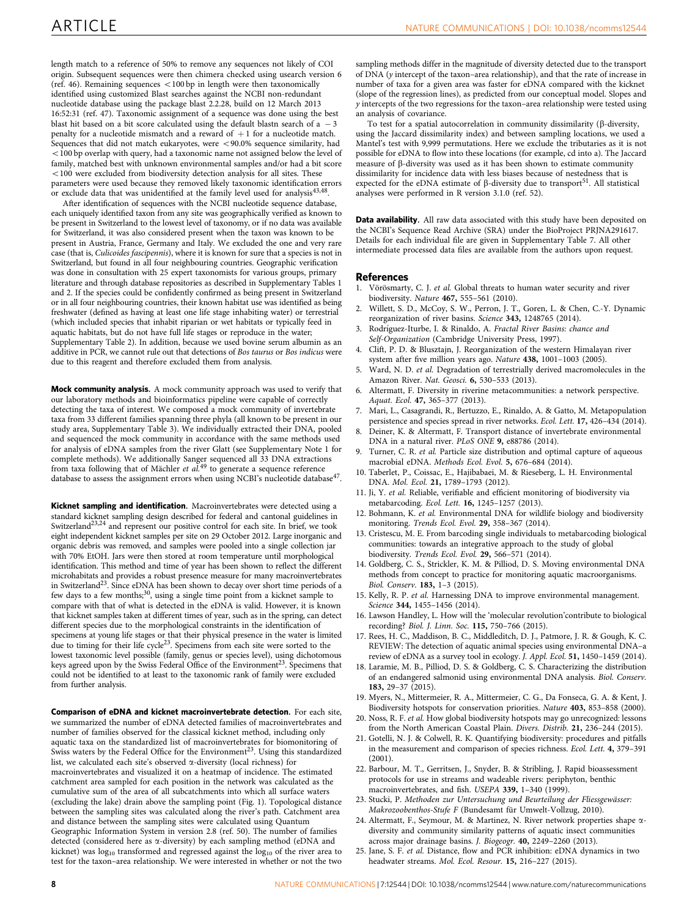length match to a reference of 50% to remove any sequences not likely of COI origin. Subsequent sequences were then chimera checked using usearch version 6 (ref. 46). Remaining sequences <100 bp in length were then taxonomically identified using customized Blast searches against the NCBI non-redundant nucleotide database using the package blast 2.2.28, build on 12 March 2013 16:52:31 (ref. 47). Taxonomic assignment of a sequence was done using the best blast hit based on a bit score calculated using the default blastn search of a −3 penalty for a nucleotide mismatch and a reward of +1 for a nucleotide match. Sequences that did not match eukaryotes, were <90.0% sequence similarity, had <100 bp overlap with query, had a taxonomic name not assigned below the level of family, matched best with unknown environmental samples and/or had a bit score <100 were excluded from biodiversity detection analysis for all sites. These parameters were used because they removed likely taxonomic identification errors or exclude data that was unidentified at the family level used for analysis[43,48].

After identification of sequences with the NCBI nucleotide sequence database, each uniquely identified taxon from any site was geographically verified as known to be present in Switzerland to the lowest level of taxonomy, or if no data was available for Switzerland, it was also considered present when the taxon was known to be present in Austria, France, Germany and Italy. We excluded the one and very rare case (that is, *Culicoides fascipennis*), where it is known for sure that a species is not in Switzerland, but found in all four neighbouring countries. Geographic verification was done in consultation with 25 expert taxonomists for various groups, primary literature and through database repositories as described in Supplementary Tables 1 and 2. If the species could be confidently confirmed as being present in Switzerland or in all four neighbouring countries, their known habitat use was identified as being freshwater (defined as having at least one life stage inhabiting water) or terrestrial (which included species that inhabit riparian or wet habitats or typically feed in aquatic habitats, but do not have full life stages or reproduce in the water; Supplementary Table 2). In addition, because we used bovine serum albumin as an additive in PCR, we cannot rule out that detections of *Bos taurus* or *Bos indicus* were due to this reagent and therefore excluded them from analysis.

**Mock community analysis.** A mock community approach was used to verify that our laboratory methods and bioinformatics pipeline were capable of correctly detecting the taxa of interest. We composed a mock community of invertebrate taxa from 33 different families spanning three phyla (all known to be present in our study area, Supplementary Table 3). We individually extracted their DNA, pooled and sequenced the mock community in accordance with the same methods used for analysis of eDNA samples from the river Glatt (see Supplementary Note 1 for complete methods). We additionally Sanger sequenced all 33 DNA extractions from taxa following that of Mächler *et al.*[49] to generate a sequence reference database to assess the assignment errors when using NCBI's nucleotide database[47].

**Kicknet sampling and identification.** Macroinvertebrates were detected using a standard kicknet sampling design described for federal and cantonal guidelines in Switzerland[23,24] and represent our positive control for each site. In brief, we took eight independent kicknet samples per site on 29 October 2012. Large inorganic and organic debris was removed, and samples were pooled into a single collection jar with 70% EtOH. Jars were then stored at room temperature until morphological identification. This method and time of year has been shown to reflect the different microhabitats and provides a robust presence measure for many macroinvertebrates in Switzerland[23]. Since eDNA has been shown to decay over short time periods of a few days to a few months;[30], using a single time point from a kicknet sample to compare with that of what is detected in the eDNA is valid. However, it is known that kicknet samples taken at different times of year, such as in the spring, can detect different species due to the morphological constraints in the identification of specimens at young life stages or that their physical presence in the water is limited due to timing for their life cycle[23]. Specimens from each site were sorted to the lowest taxonomic level possible (family, genus or species level), using dichotomous keys agreed upon by the Swiss Federal Office of the Environment[23]. Specimens that could not be identified to at least to the taxonomic rank of family were excluded from further analysis.

**Comparison of eDNA and kicknet macroinvertebrate detection.** For each site, we summarized the number of eDNA detected families of macroinvertebrates and number of families observed for the classical kicknet method, including only aquatic taxa on the standardized list of macroinvertebrates for biomonitoring of Swiss waters by the Federal Office for the Environment[23]. Using this standardized list, we calculated each site's observed α-diversity (local richness) for macroinvertebrates and visualized it on a heatmap of incidence. The estimated catchment area sampled for each position in the network was calculated as the cumulative sum of the area of all subcatchments into which all surface waters (excluding the lake) drain above the sampling point (Fig. 1). Topological distance between the sampling sites was calculated along the river's path. Catchment area and distance between the sampling sites were calculated using Quantum Geographic Information System in version 2.8 (ref. 50). The number of families detected (considered here as α-diversity) by each sampling method (eDNA and kicknet) was $\log_{10}$ transformed and regressed against the $\log_{10}$ of the river area to test for the taxon–area relationship. We were interested in whether or not the two sampling methods differ in the magnitude of diversity detected due to the transport of DNA (*y* intercept of the taxon–area relationship), and that the rate of increase in number of taxa for a given area was faster for eDNA compared with the kicknet (slope of the regression lines), as predicted from our conceptual model. Slopes and *y* intercepts of the two regressions for the taxon–area relationship were tested using an analysis of covariance.

To test for a spatial autocorrelation in community dissimilarity (β-diversity, using the Jaccard dissimilarity index) and between sampling locations, we used a Mantel's test with 9,999 permutations. Here we exclude the tributaries as it is not possible for eDNA to flow into these locations (for example, cd into a). The Jaccard measure of β-diversity was used as it has been shown to estimate community dissimilarity for incidence data with less biases because of nestedness that is expected for the eDNA estimate of β-diversity due to transport[51]. All statistical analyses were performed in R version 3.1.0 (ref. 52).

**Data availability.** All raw data associated with this study have been deposited on the NCBI's Sequence Read Archive (SRA) under the BioProject PRJNA291617. Details for each individual file are given in Supplementary Table 7. All other intermediate processed data files are available from the authors upon request.

## References

1. Vörösmarty, C. J. *et al.* Global threats to human water security and river biodiversity. *Nature* **467,** 555–561 (2010).
2. Willett, S. D., McCoy, S. W., Perron, J. T., Goren, L. & Chen, C.-Y. Dynamic reorganization of river basins. *Science* **343,** 1248765 (2014).
3. Rodríguez-Iturbe, I. & Rinaldo, A. *Fractal River Basins: chance and Self-Organization* (Cambridge University Press, 1997).
4. Clift, P. D. & Blusztajn, J. Reorganization of the western Himalayan river system after five million years ago. *Nature* **438,** 1001–1003 (2005).
5. Ward, N. D. *et al.* Degradation of terrestrially derived macromolecules in the Amazon River. *Nat. Geosci.* **6,** 530–533 (2013).
6. Altermatt, F. Diversity in riverine metacommunities: a network perspective. *Aquat. Ecol.* **47,** 365–377 (2013).
7. Mari, L., Casagrandi, R., Bertuzzo, E., Rinaldo, A. & Gatto, M. Metapopulation persistence and species spread in river networks. *Ecol. Lett.* **17,** 426–434 (2014).
8. Deiner, K. & Altermatt, F. Transport distance of invertebrate environmental DNA in a natural river. *PLoS ONE* **9,** e88786 (2014).
9. Turner, C. R. *et al.* Particle size distribution and optimal capture of aqueous macrobial eDNA. *Methods Ecol. Evol.* **5,** 676–684 (2014).
10. Taberlet, P., Coissac, E., Hajibabaei, M. & Rieseberg, L. H. Environmental DNA. *Mol. Ecol.* **21,** 1789–1793 (2012).
11. Ji, Y. *et al.* Reliable, verifiable and efficient monitoring of biodiversity via metabarcoding. *Ecol. Lett.* **16,** 1245–1257 (2013).
12. Bohmann, K. *et al.* Environmental DNA for wildlife biology and biodiversity monitoring. *Trends Ecol. Evol.* **29,** 358–367 (2014).
13. Cristescu, M. E. From barcoding single individuals to metabarcoding biological communities: towards an integrative approach to the study of global biodiversity. *Trends Ecol. Evol.* **29,** 566–571 (2014).
14. Goldberg, C. S., Strickler, K. M. & Pilliod, D. S. Moving environmental DNA methods from concept to practice for monitoring aquatic macroorganisms. *Biol. Conserv.* **183,** 1–3 (2015).
15. Kelly, R. P. *et al.* Harnessing DNA to improve environmental management. *Science* **344,** 1455–1456 (2014).
16. Lawson Handley, L. How will the 'molecular revolution'contribute to biological recording? *Biol. J. Linn. Soc.* **115,** 750–766 (2015).
17. Rees, H. C., Maddison, B. C., Middleditch, D. J., Patmore, J. R. & Gough, K. C. REVIEW: The detection of aquatic animal species using environmental DNA–a review of eDNA as a survey tool in ecology. *J. Appl. Ecol.* **51,** 1450–1459 (2014).
18. Laramie, M. B., Pilliod, D. S. & Goldberg, C. S. Characterizing the distribution of an endangered salmonid using environmental DNA analysis. *Biol. Conserv.* **183,** 29–37 (2015).
19. Myers, N., Mittermeier, R. A., Mittermeier, C. G., Da Fonseca, G. A. & Kent, J. Biodiversity hotspots for conservation priorities. *Nature* **403,** 853–858 (2000).
20. Noss, R. F. *et al.* How global biodiversity hotspots may go unrecognized: lessons from the North American Coastal Plain. *Divers. Distrib.* **21,** 236–244 (2015).
21. Gotelli, N. J. & Colwell, R. K. Quantifying biodiversity: procedures and pitfalls in the measurement and comparison of species richness. *Ecol. Lett.* **4,** 379–391 (2001).
22. Barbour, M. T., Gerritsen, J., Snyder, B. & Stribling, J. Rapid bioassessment protocols for use in streams and wadeable rivers: periphyton, benthic macroinvertebrates, and fish. *USEPA* **339,** 1–340 (1999).
23. Stucki, P. *Methoden zur Untersuchung und Beurteilung der Fliessgewässer: Makrozoobenthos-Stufe F* (Bundesamt für Umwelt-Vollzug, 2010).
24. Altermatt, F., Seymour, M. & Martinez, N. River network properties shape α-diversity and community similarity patterns of aquatic insect communities across major drainage basins. *J. Biogeogr.* **40,** 2249–2260 (2013).
25. Jane, S. F. *et al.* Distance, flow and PCR inhibition: eDNA dynamics in two headwater streams. *Mol. Ecol. Resour.* **15,** 216–227 (2015).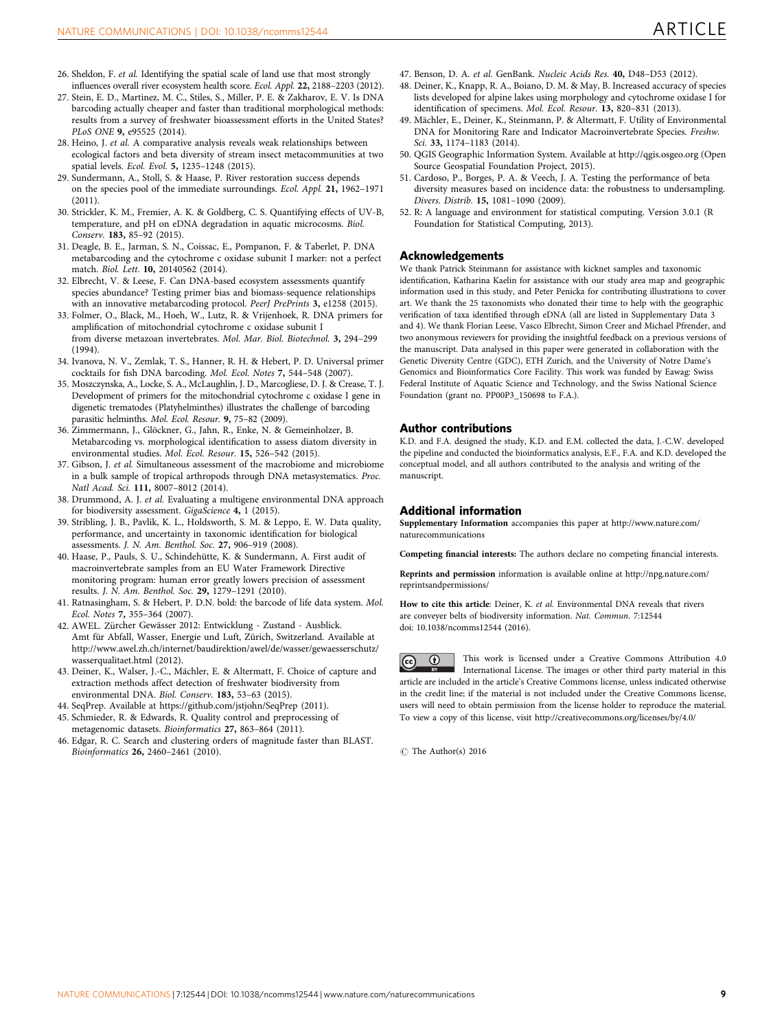26. Sheldon, F. *et al.* Identifying the spatial scale of land use that most strongly influences overall river ecosystem health score. *Ecol. Appl.* **22,** 2188–2203 (2012).
27. Stein, E. D., Martinez, M. C., Stiles, S., Miller, P. E. & Zakharov, E. V. Is DNA barcoding actually cheaper and faster than traditional morphological methods: results from a survey of freshwater bioassessment efforts in the United States? *PLoS ONE* **9,** e95525 (2014).
28. Heino, J. *et al.* A comparative analysis reveals weak relationships between ecological factors and beta diversity of stream insect metacommunities at two spatial levels. *Ecol. Evol.* **5,** 1235–1248 (2015).
29. Sundermann, A., Stoll, S. & Haase, P. River restoration success depends on the species pool of the immediate surroundings. *Ecol. Appl.* **21,** 1962–1971 (2011).
30. Strickler, K. M., Fremier, A. K. & Goldberg, C. S. Quantifying effects of UV-B, temperature, and pH on eDNA degradation in aquatic microcosms. *Biol. Conserv.* **183,** 85–92 (2015).
31. Deagle, B. E., Jarman, S. N., Coissac, E., Pompanon, F. & Taberlet, P. DNA metabarcoding and the cytochrome c oxidase subunit I marker: not a perfect match. *Biol. Lett.* **10,** 20140562 (2014).
32. Elbrecht, V. & Leese, F. Can DNA-based ecosystem assessments quantify species abundance? Testing primer bias and biomass-sequence relationships with an innovative metabarcoding protocol. *PeerJ PrePrints* **3,** e1258 (2015).
33. Folmer, O., Black, M., Hoeh, W., Lutz, R. & Vrijenhoek, R. DNA primers for amplification of mitochondrial cytochrome c oxidase subunit I from diverse metazoan invertebrates. *Mol. Mar. Biol. Biotechnol.* **3,** 294–299 (1994).
34. Ivanova, N. V., Zemlak, T. S., Hanner, R. H. & Hebert, P. D. Universal primer cocktails for fish DNA barcoding. *Mol. Ecol. Notes* **7,** 544–548 (2007).
35. Moszczynska, A., Locke, S. A., McLaughlin, J. D., Marcogliese, D. J. & Crease, T. J. Development of primers for the mitochondrial cytochrome c oxidase I gene in digenetic trematodes (Platyhelminthes) illustrates the challenge of barcoding parasitic helminths. *Mol. Ecol. Resour.* **9,** 75–82 (2009).
36. Zimmermann, J., Glöckner, G., Jahn, R., Enke, N. & Gemeinholzer, B. Metabarcoding vs. morphological identification to assess diatom diversity in environmental studies. *Mol. Ecol. Resour.* **15,** 526–542 (2015).
37. Gibson, J. *et al.* Simultaneous assessment of the macrobiome and microbiome in a bulk sample of tropical arthropods through DNA metasystematics. *Proc. Natl Acad. Sci.* **111,** 8007–8012 (2014).
38. Drummond, A. J. *et al.* Evaluating a multigene environmental DNA approach for biodiversity assessment. *GigaScience* **4,** 1 (2015).
39. Stribling, J. B., Pavlik, K. L., Holdsworth, S. M. & Leppo, E. W. Data quality, performance, and uncertainty in taxonomic identification for biological assessments. *J. N. Am. Benthol. Soc.* **27,** 906–919 (2008).
40. Haase, P., Pauls, S. U., Schindehütte, K. & Sundermann, A. First audit of macroinvertebrate samples from an EU Water Framework Directive monitoring program: human error greatly lowers precision of assessment results. *J. N. Am. Benthol. Soc.* **29,** 1279–1291 (2010).
41. Ratnasingham, S. & Hebert, P. D.N. bold: the barcode of life data system. *Mol. Ecol. Notes* **7,** 355–364 (2007).
42. AWEL. Zürcher Gewässer 2012: Entwicklung - Zustand - Ausblick. Amt für Abfall, Wasser, Energie und Luft, Zürich, Switzerland. Available at http://www.awel.zh.ch/internet/baudirektion/awel/de/wasser/gewaesserschutz/wasserqualitaet.html (2012).
43. Deiner, K., Walser, J.-C., Mächler, E. & Altermatt, F. Choice of capture and extraction methods affect detection of freshwater biodiversity from environmental DNA. *Biol. Conserv.* **183,** 53–63 (2015).
44. SeqPrep. Available at https://github.com/jstjohn/SeqPrep (2011).
45. Schmieder, R. & Edwards, R. Quality control and preprocessing of metagenomic datasets. *Bioinformatics* **27,** 863–864 (2011).
46. Edgar, R. C. Search and clustering orders of magnitude faster than BLAST. *Bioinformatics* **26,** 2460–2461 (2010).
47. Benson, D. A. *et al.* GenBank. *Nucleic Acids Res.* **40,** D48–D53 (2012).
48. Deiner, K., Knapp, R. A., Boiano, D. M. & May, B. Increased accuracy of species lists developed for alpine lakes using morphology and cytochrome oxidase I for identification of specimens. *Mol. Ecol. Resour.* **13,** 820–831 (2013).
49. Mächler, E., Deiner, K., Steinmann, P. & Altermatt, F. Utility of Environmental DNA for Monitoring Rare and Indicator Macroinvertebrate Species. *Freshw. Sci.* **33,** 1174–1183 (2014).
50. QGIS Geographic Information System. Available at http://qgis.osgeo.org (Open Source Geospatial Foundation Project, 2015).
51. Cardoso, P., Borges, P. A. & Veech, J. A. Testing the performance of beta diversity measures based on incidence data: the robustness to undersampling. *Divers. Distrib.* **15,** 1081–1090 (2009).
52. R: A language and environment for statistical computing. Version 3.0.1 (R Foundation for Statistical Computing, 2013).

## Acknowledgements

We thank Patrick Steinmann for assistance with kicknet samples and taxonomic identification, Katharina Kaelin for assistance with our study area map and geographic information used in this study, and Peter Penicka for contributing illustrations to cover art. We thank the 25 taxonomists who donated their time to help with the geographic verification of taxa identified through eDNA (all are listed in Supplementary Data 3 and 4). We thank Florian Leese, Vasco Elbrecht, Simon Creer and Michael Pfrender, and two anonymous reviewers for providing the insightful feedback on a previous versions of the manuscript. Data analysed in this paper were generated in collaboration with the Genetic Diversity Centre (GDC), ETH Zurich, and the University of Notre Dame's Genomics and Bioinformatics Core Facility. This work was funded by Eawag: Swiss Federal Institute of Aquatic Science and Technology, and the Swiss National Science Foundation (grant no. PP00P3_150698 to F.A.).

## Author contributions

K.D. and F.A. designed the study, K.D. and E.M. collected the data, J.-C.W. developed the pipeline and conducted the bioinformatics analysis, E.F., F.A. and K.D. developed the conceptual model, and all authors contributed to the analysis and writing of the manuscript.

## Additional information

**Supplementary Information** accompanies this paper at http://www.nature.com/naturecommunications

**Competing financial interests:** The authors declare no competing financial interests.

**Reprints and permission** information is available online at http://npg.nature.com/reprintsandpermissions/

**How to cite this article**: Deiner, K. *et al.* Environmental DNA reveals that rivers are conveyer belts of biodiversity information. *Nat. Commun.* 7:12544 doi: 10.1038/ncomms12544 (2016).

This work is licensed under a Creative Commons Attribution 4.0 International License. The images or other third party material in this article are included in the article's Creative Commons license, unless indicated otherwise in the credit line; if the material is not included under the Creative Commons license, users will need to obtain permission from the license holder to reproduce the material. To view a copy of this license, visit http://creativecommons.org/licenses/by/4.0/

© The Author(s) 2016